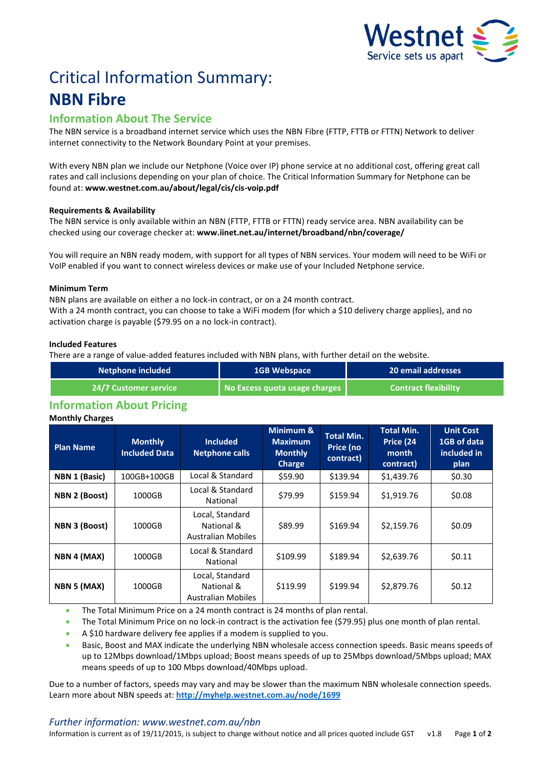# Critical Information Summary:

# NBN Fibre

## Information About The Service

The NBN service is a broadband internet service which uses the NBN Fibre (FTTP, FTTB or FTTN) Network to deliver internet connectivity to the Network Boundary Point at your premises.

With every NBN plan we include our Netphone (Voice over IP) phone service at no additional cost, offering great call rates and call inclusions depending on your plan of choice. The Critical Information Summary for Netphone can be found at: **www.westnet.com.au/about/legal/cis/cis-voip.pdf**

### Requirements & Availability

The NBN service is only available within an NBN (FTTP, FTTB or FTTN) ready service area. NBN availability can be checked using our coverage checker at: **www.iinet.net.au/internet/broadband/nbn/coverage/**

You will require an NBN ready modem, with support for all types of NBN services. Your modem will need to be WiFi or VoIP enabled if you want to connect wireless devices or make use of your Included Netphone service.

### Minimum Term

NBN plans are available on either a no lock-in contract, or on a 24 month contract.
With a 24 month contract, you can choose to take a WiFi modem (for which a $10 delivery charge applies), and no activation charge is payable ($79.95 on a no lock-in contract).

### Included Features

There are a range of value-added features included with NBN plans, with further detail on the website.

| Netphone included | 1GB Webspace | 20 email addresses |
|---|---|---|
| 24/7 Customer service | No Excess quota usage charges | Contract flexibility |

## Information About Pricing

**Monthly Charges**

| Plan Name | Monthly Included Data | Included Netphone calls | Minimum & Maximum Monthly Charge | Total Min. Price (no contract) | Total Min. Price (24 month contract) | Unit Cost 1GB of data included in plan |
|---|---|---|---|---|---|---|
| **NBN 1 (Basic)** | 100GB+100GB | Local & Standard | $59.90 | $139.94 | $1,439.76 | $0.30 |
| **NBN 2 (Boost)** | 1000GB | Local & Standard National | $79.99 | $159.94 | $1,919.76 | $0.08 |
| **NBN 3 (Boost)** | 1000GB | Local, Standard National & Australian Mobiles | $89.99 | $169.94 | $2,159.76 | $0.09 |
| **NBN 4 (MAX)** | 1000GB | Local & Standard National | $109.99 | $189.94 | $2,639.76 | $0.11 |
| **NBN 5 (MAX)** | 1000GB | Local, Standard National & Australian Mobiles | $119.99 | $199.94 | $2,879.76 | $0.12 |

- The Total Minimum Price on a 24 month contract is 24 months of plan rental.
- The Total Minimum Price on no lock-in contract is the activation fee ($79.95) plus one month of plan rental.
- A $10 hardware delivery fee applies if a modem is supplied to you.
- Basic, Boost and MAX indicate the underlying NBN wholesale access connection speeds. Basic means speeds of up to 12Mbps download/1Mbps upload; Boost means speeds of up to 25Mbps download/5Mbps upload; MAX means speeds of up to 100 Mbps download/40Mbps upload.

Due to a number of factors, speeds may vary and may be slower than the maximum NBN wholesale connection speeds. Learn more about NBN speeds at: [http://myhelp.westnet.com.au/node/1699](http://myhelp.westnet.com.au/node/1699)

*Further information: www.westnet.com.au/nbn*

Information is current as of 19/11/2015, is subject to change without notice and all prices quoted include GST v1.8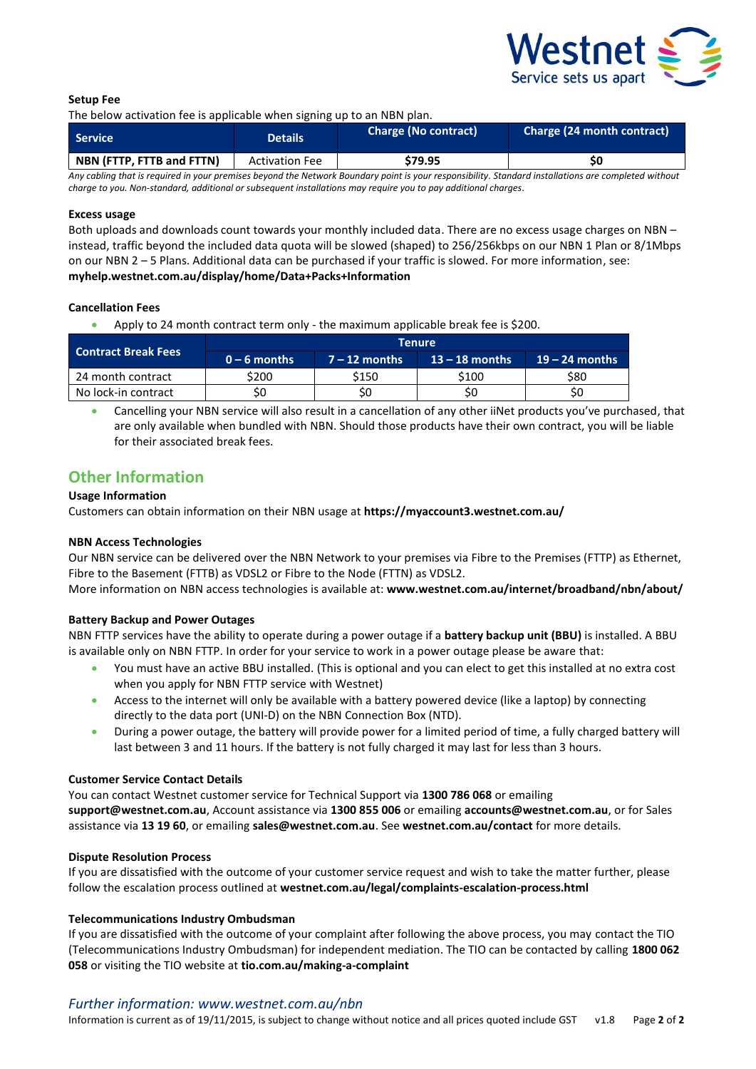**Setup Fee**

The below activation fee is applicable when signing up to an NBN plan.

| Service | Details | Charge (No contract) | Charge (24 month contract) |
|---|---|---|---|
| **NBN (FTTP, FTTB and FTTN)** | Activation Fee | **$79.95** | **$0** |

*Any cabling that is required in your premises beyond the Network Boundary point is your responsibility. Standard installations are completed without charge to you. Non-standard, additional or subsequent installations may require you to pay additional charges.*

**Excess usage**

Both uploads and downloads count towards your monthly included data. There are no excess usage charges on NBN – instead, traffic beyond the included data quota will be slowed (shaped) to 256/256kbps on our NBN 1 Plan or 8/1Mbps on our NBN 2 – 5 Plans. Additional data can be purchased if your traffic is slowed. For more information, see: **myhelp.westnet.com.au/display/home/Data+Packs+Information**

**Cancellation Fees**

- Apply to 24 month contract term only - the maximum applicable break fee is $200.

| Contract Break Fees | Tenure | | | |
|---|---|---|---|---|
| | **0 – 6 months** | **7 – 12 months** | **13 – 18 months** | **19 – 24 months** |
| 24 month contract | $200 | $150 | $100 | $80 |
| No lock-in contract | $0 | $0 | $0 | $0 |

- Cancelling your NBN service will also result in a cancellation of any other iiNet products you've purchased, that are only available when bundled with NBN. Should those products have their own contract, you will be liable for their associated break fees.

## Other Information

**Usage Information**

Customers can obtain information on their NBN usage at **https://myaccount3.westnet.com.au/**

**NBN Access Technologies**

Our NBN service can be delivered over the NBN Network to your premises via Fibre to the Premises (FTTP) as Ethernet, Fibre to the Basement (FTTB) as VDSL2 or Fibre to the Node (FTTN) as VDSL2.
More information on NBN access technologies is available at: **www.westnet.com.au/internet/broadband/nbn/about/**

**Battery Backup and Power Outages**

NBN FTTP services have the ability to operate during a power outage if a **battery backup unit (BBU)** is installed. A BBU is available only on NBN FTTP. In order for your service to work in a power outage please be aware that:

- You must have an active BBU installed. (This is optional and you can elect to get this installed at no extra cost when you apply for NBN FTTP service with Westnet)
- Access to the internet will only be available with a battery powered device (like a laptop) by connecting directly to the data port (UNI-D) on the NBN Connection Box (NTD).
- During a power outage, the battery will provide power for a limited period of time, a fully charged battery will last between 3 and 11 hours. If the battery is not fully charged it may last for less than 3 hours.

**Customer Service Contact Details**

You can contact Westnet customer service for Technical Support via **1300 786 068** or emailing **support@westnet.com.au**, Account assistance via **1300 855 006** or emailing **accounts@westnet.com.au**, or for Sales assistance via **13 19 60**, or emailing **sales@westnet.com.au**. See **westnet.com.au/contact** for more details.

**Dispute Resolution Process**

If you are dissatisfied with the outcome of your customer service request and wish to take the matter further, please follow the escalation process outlined at **westnet.com.au/legal/complaints-escalation-process.html**

**Telecommunications Industry Ombudsman**

If you are dissatisfied with the outcome of your complaint after following the above process, you may contact the TIO (Telecommunications Industry Ombudsman) for independent mediation. The TIO can be contacted by calling **1800 062 058** or visiting the TIO website at **tio.com.au/making-a-complaint**

*Further information: www.westnet.com.au/nbn*

Information is current as of 19/11/2015, is subject to change without notice and all prices quoted include GST v1.8